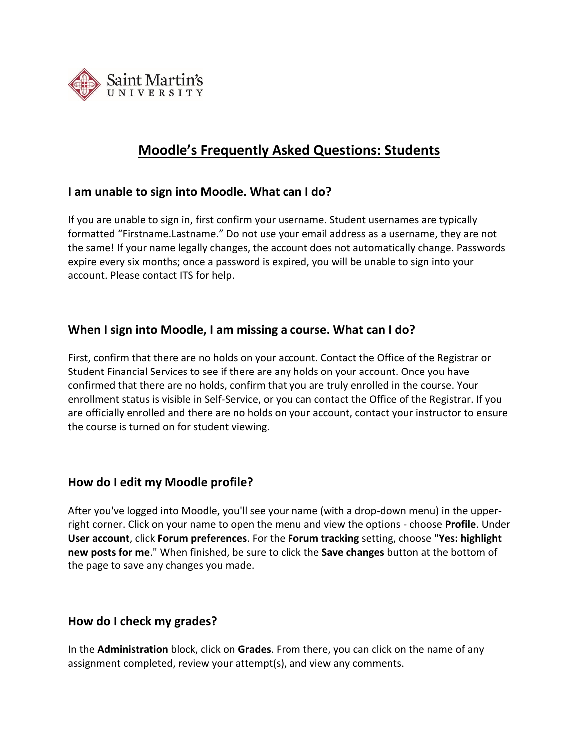# Moodle's Frequently Asked Questions: Students

### I am unable to sign into Moodle. What can I do?

If you are unable to sign in, first confirm your username. Student usernames are typically formatted "Firstname.Lastname." Do not use your email address as a username, they are not the same! If your name legally changes, the account does not automatically change. Passwords expire every six months; once a password is expired, you will be unable to sign into your account. Please contact ITS for help.

### When I sign into Moodle, I am missing a course. What can I do?

First, confirm that there are no holds on your account. Contact the Office of the Registrar or Student Financial Services to see if there are any holds on your account. Once you have confirmed that there are no holds, confirm that you are truly enrolled in the course. Your enrollment status is visible in Self-Service, or you can contact the Office of the Registrar. If you are officially enrolled and there are no holds on your account, contact your instructor to ensure the course is turned on for student viewing.

### How do I edit my Moodle profile?

After you've logged into Moodle, you'll see your name (with a drop-down menu) in the upper-right corner. Click on your name to open the menu and view the options - choose **Profile**. Under **User account**, click **Forum preferences**. For the **Forum tracking** setting, choose "**Yes: highlight new posts for me**." When finished, be sure to click the **Save changes** button at the bottom of the page to save any changes you made.

### How do I check my grades?

In the **Administration** block, click on **Grades**. From there, you can click on the name of any assignment completed, review your attempt(s), and view any comments.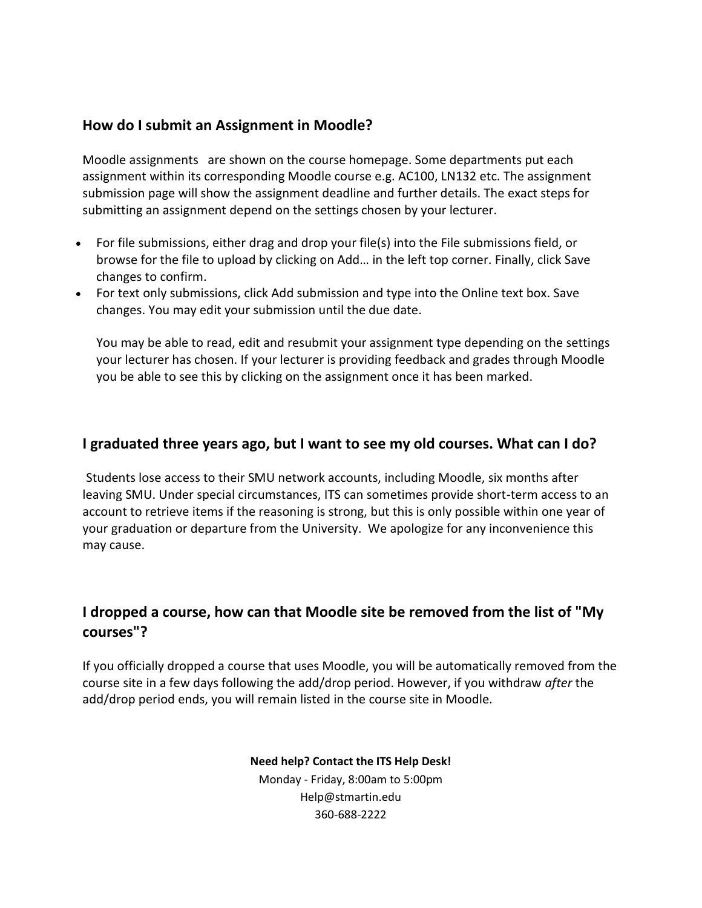## How do I submit an Assignment in Moodle?

Moodle assignments are shown on the course homepage. Some departments put each assignment within its corresponding Moodle course e.g. AC100, LN132 etc. The assignment submission page will show the assignment deadline and further details. The exact steps for submitting an assignment depend on the settings chosen by your lecturer.

- For file submissions, either drag and drop your file(s) into the File submissions field, or browse for the file to upload by clicking on Add… in the left top corner. Finally, click Save changes to confirm.
- For text only submissions, click Add submission and type into the Online text box. Save changes. You may edit your submission until the due date.

  You may be able to read, edit and resubmit your assignment type depending on the settings your lecturer has chosen. If your lecturer is providing feedback and grades through Moodle you be able to see this by clicking on the assignment once it has been marked.

## I graduated three years ago, but I want to see my old courses. What can I do?

Students lose access to their SMU network accounts, including Moodle, six months after leaving SMU. Under special circumstances, ITS can sometimes provide short-term access to an account to retrieve items if the reasoning is strong, but this is only possible within one year of your graduation or departure from the University. We apologize for any inconvenience this may cause.

## I dropped a course, how can that Moodle site be removed from the list of "My courses"?

If you officially dropped a course that uses Moodle, you will be automatically removed from the course site in a few days following the add/drop period. However, if you withdraw *after* the add/drop period ends, you will remain listed in the course site in Moodle.

**Need help? Contact the ITS Help Desk!**
Monday - Friday, 8:00am to 5:00pm
Help@stmartin.edu
360-688-2222